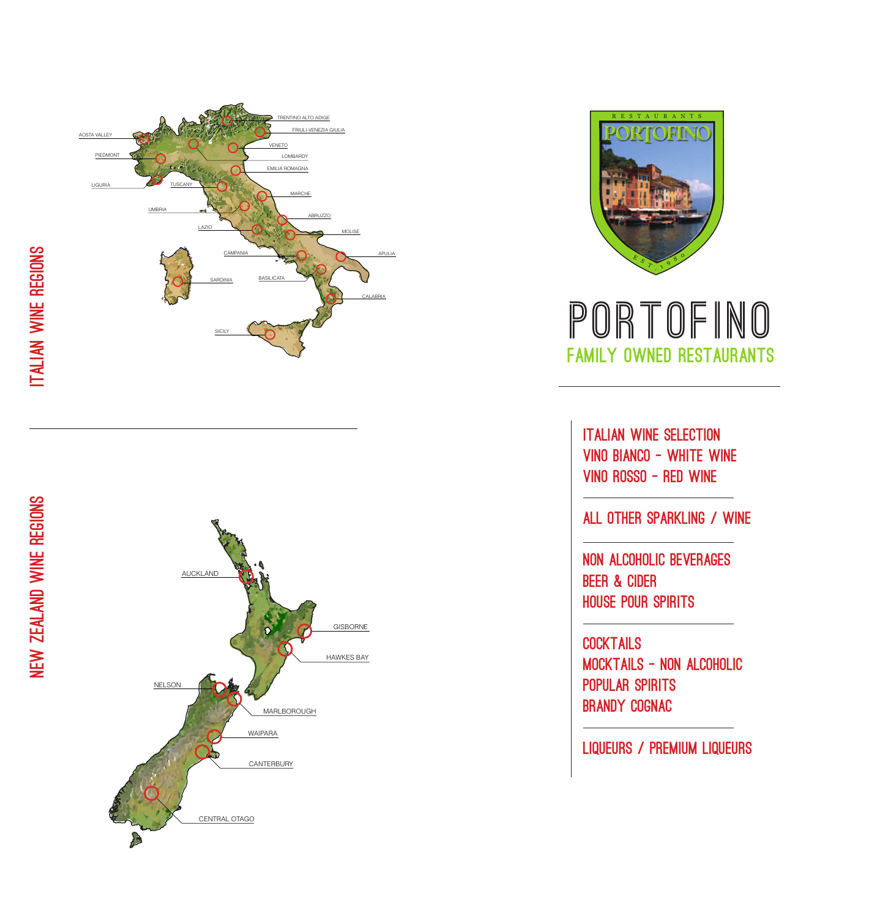# ITALIAN WINE REGIONS

AOSTA VALLEY
PIEDMONT
LIGURIA
TUSCANY
UMBRIA
LAZIO
CAMPANIA
SARDINIA
BASILICATA
SICILY
TRENTINO ALTO ADIGE
FRIULI-VENEZIA GIULIA
VENETO
LOMBARDY
EMILIA ROMAGNA
MARCHE
ABRUZZO
MOLISE
APULIA
CALABRIA

# NEW ZEALAND WINE REGIONS

AUCKLAND
GISBORNE
HAWKES BAY
NELSON
MARLBOROUGH
WAIPARA
CANTERBURY
CENTRAL OTAGO

RESTAURANTS
PORTOFINO
EST. 1980

# PORTOFINO

## FAMILY OWNED RESTAURANTS

ITALIAN WINE SELECTION
VINO BIANCO - WHITE WINE
VINO ROSSO - RED WINE

---

ALL OTHER SPARKLING / WINE

---

NON ALCOHOLIC BEVERAGES
BEER & CIDER
HOUSE POUR SPIRITS

---

COCKTAILS
MOCKTAILS - NON ALCOHOLIC
POPULAR SPIRITS
BRANDY COGNAC

---

LIQUEURS / PREMIUM LIQUEURS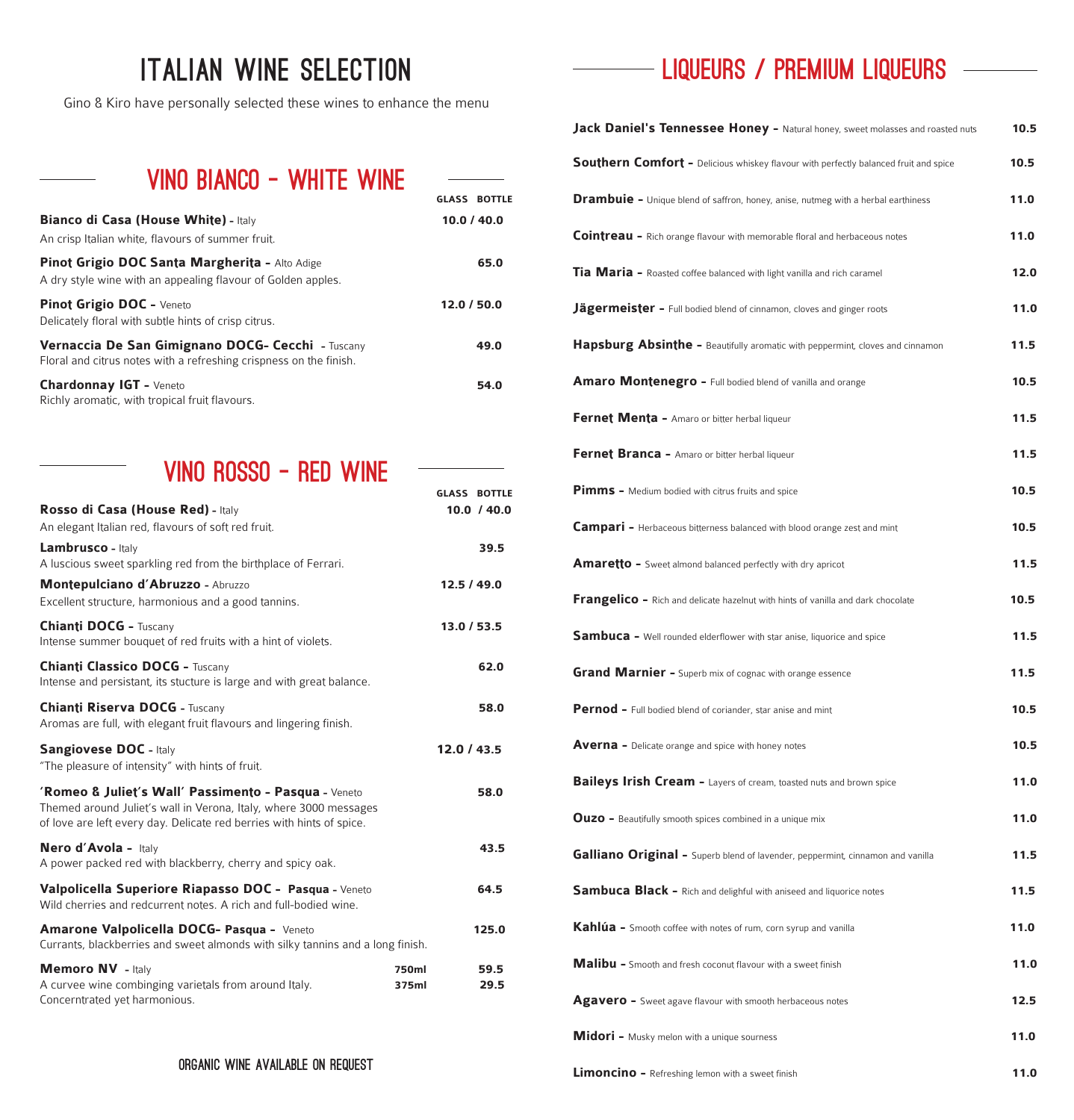# ITALIAN WINE SELECTION

Gino & Kiro have personally selected these wines to enhance the menu

## VINO BIANCO - WHITE WINE

| | GLASS BOTTLE |
|---|---|
| **Bianco di Casa (House White)** - Italy<br>An crisp Italian white, flavours of summer fruit. | 10.0 / 40.0 |
| **Pinot Grigio DOC Santa Margherita -** Alto Adige<br>A dry style wine with an appealing flavour of Golden apples. | 65.0 |
| **Pinot Grigio DOC -** Veneto<br>Delicately floral with subtle hints of crisp citrus. | 12.0 / 50.0 |
| **Vernaccia De San Gimignano DOCG- Cecchi** - Tuscany<br>Floral and citrus notes with a refreshing crispness on the finish. | 49.0 |
| **Chardonnay IGT -** Veneto<br>Richly aromatic, with tropical fruit flavours. | 54.0 |

## VINO ROSSO - RED WINE

| | | GLASS BOTTLE |
|---|---|---|
| **Rosso di Casa (House Red)** - Italy<br>An elegant Italian red, flavours of soft red fruit. | | 10.0 / 40.0 |
| **Lambrusco** - Italy<br>A luscious sweet sparkling red from the birthplace of Ferrari. | | 39.5 |
| **Montepulciano d'Abruzzo** - Abruzzo<br>Excellent structure, harmonious and a good tannins. | | 12.5 / 49.0 |
| **Chianti DOCG -** Tuscany<br>Intense summer bouquet of red fruits with a hint of violets. | | 13.0 / 53.5 |
| **Chianti Classico DOCG -** Tuscany<br>Intense and persistant, its stucture is large and with great balance. | | 62.0 |
| **Chianti Riserva DOCG** - Tuscany<br>Aromas are full, with elegant fruit flavours and lingering finish. | | 58.0 |
| **Sangiovese DOC** - Italy<br>"The pleasure of intensity" with hints of fruit. | | 12.0 / 43.5 |
| **'Romeo & Juliet's Wall' Passimento - Pasqua** - Veneto<br>Themed around Juliet's wall in Verona, Italy, where 3000 messages of love are left every day. Delicate red berries with hints of spice. | | 58.0 |
| **Nero d'Avola -** Italy<br>A power packed red with blackberry, cherry and spicy oak. | | 43.5 |
| **Valpolicella Superiore Riapasso DOC - Pasqua** - Veneto<br>Wild cherries and redcurrent notes. A rich and full-bodied wine. | | 64.5 |
| **Amarone Valpolicella DOCG- Pasqua -** Veneto<br>Currants, blackberries and sweet almonds with silky tannins and a long finish. | | 125.0 |
| **Memoro NV** - Italy<br>A curvee wine combinging varietals from around Italy. Concerntrated yet harmonious. | **750ml**<br>**375ml** | 59.5<br>29.5 |

ORGANIC WINE AVAILABLE ON REQUEST

## LIQUEURS / PREMIUM LIQUEURS

| | |
|---|---|
| **Jack Daniel's Tennessee Honey -** Natural honey, sweet molasses and roasted nuts | 10.5 |
| **Southern Comfort -** Delicious whiskey flavour with perfectly balanced fruit and spice | 10.5 |
| **Drambuie -** Unique blend of saffron, honey, anise, nutmeg with a herbal earthiness | 11.0 |
| **Cointreau -** Rich orange flavour with memorable floral and herbaceous notes | 11.0 |
| **Tia Maria -** Roasted coffee balanced with light vanilla and rich caramel | 12.0 |
| **Jägermeister -** Full bodied blend of cinnamon, cloves and ginger roots | 11.0 |
| **Hapsburg Absinthe -** Beautifully aromatic with peppermint, cloves and cinnamon | 11.5 |
| **Amaro Montenegro -** Full bodied blend of vanilla and orange | 10.5 |
| **Fernet Menta -** Amaro or bitter herbal liqueur | 11.5 |
| **Fernet Branca -** Amaro or bitter herbal liqueur | 11.5 |
| **Pimms -** Medium bodied with citrus fruits and spice | 10.5 |
| **Campari -** Herbaceous bitterness balanced with blood orange zest and mint | 10.5 |
| **Amaretto -** Sweet almond balanced perfectly with dry apricot | 11.5 |
| **Frangelico -** Rich and delicate hazelnut with hints of vanilla and dark chocolate | 10.5 |
| **Sambuca -** Well rounded elderflower with star anise, liquorice and spice | 11.5 |
| **Grand Marnier -** Superb mix of cognac with orange essence | 11.5 |
| **Pernod -** Full bodied blend of coriander, star anise and mint | 10.5 |
| **Averna -** Delicate orange and spice with honey notes | 10.5 |
| **Baileys Irish Cream -** Layers of cream, toasted nuts and brown spice | 11.0 |
| **Ouzo -** Beautifully smooth spices combined in a unique mix | 11.0 |
| **Galliano Original -** Superb blend of lavender, peppermint, cinnamon and vanilla | 11.5 |
| **Sambuca Black -** Rich and delighful with aniseed and liquorice notes | 11.5 |
| **Kahlúa -** Smooth coffee with notes of rum, corn syrup and vanilla | 11.0 |
| **Malibu -** Smooth and fresh coconut flavour with a sweet finish | 11.0 |
| **Agavero -** Sweet agave flavour with smooth herbaceous notes | 12.5 |
| **Midori -** Musky melon with a unique sourness | 11.0 |
| **Limoncino -** Refreshing lemon with a sweet finish | 11.0 |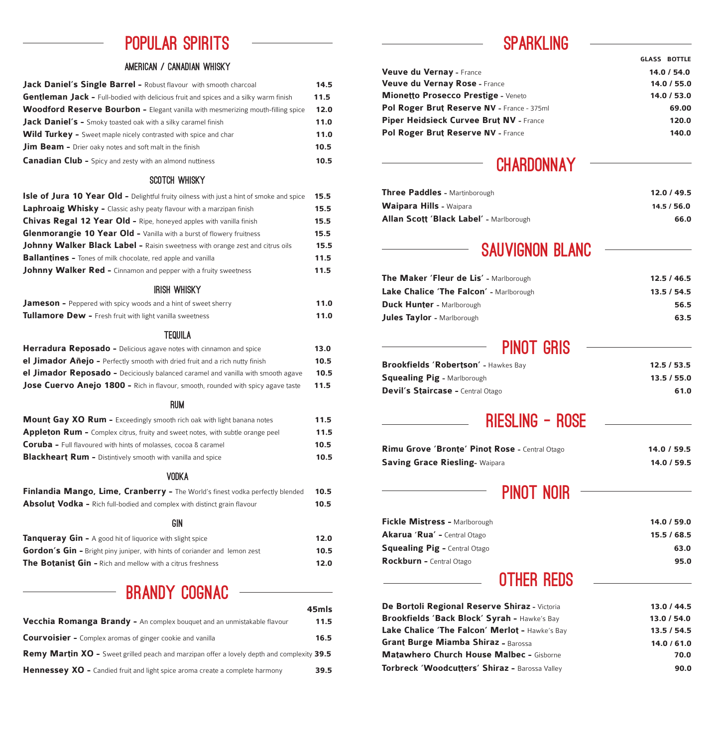# POPULAR SPIRITS

## AMERICAN / CANADIAN WHISKY

| | |
|---|---|
| **Jack Daniel's Single Barrel -** Robust flavour with smooth charcoal | **14.5** |
| **Gentleman Jack -** Full-bodied with delicious fruit and spices and a silky warm finish | **11.5** |
| **Woodford Reserve Bourbon -** Elegant vanilla with mesmerizing mouth-filling spice | **12.0** |
| **Jack Daniel's -** Smoky toasted oak with a silky caramel finish | **11.0** |
| **Wild Turkey -** Sweet maple nicely contrasted with spice and char | **11.0** |
| **Jim Beam -** Drier oaky notes and soft malt in the finish | **10.5** |
| **Canadian Club -** Spicy and zesty with an almond nuttiness | **10.5** |

## SCOTCH WHISKY

| | |
|---|---|
| **Isle of Jura 10 Year Old -** Delightful fruity oilness with just a hint of smoke and spice | **15.5** |
| **Laphroaig Whisky -** Classic ashy peaty flavour with a marzipan finish | **15.5** |
| **Chivas Regal 12 Year Old -** Ripe, honeyed apples with vanilla finish | **15.5** |
| **Glenmorangie 10 Year Old -** Vanilla with a burst of flowery fruitness | **15.5** |
| **Johnny Walker Black Label -** Raisin sweetness with orange zest and citrus oils | **15.5** |
| **Ballantines -** Tones of milk chocolate, red apple and vanilla | **11.5** |
| **Johnny Walker Red -** Cinnamon and pepper with a fruity sweetness | **11.5** |

## IRISH WHISKY

| | |
|---|---|
| **Jameson -** Peppered with spicy woods and a hint of sweet sherry | **11.0** |
| **Tullamore Dew -** Fresh fruit with light vanilla sweetness | **11.0** |

## TEQUILA

| | |
|---|---|
| **Herradura Reposado -** Delicious agave notes with cinnamon and spice | **13.0** |
| **el Jimador Añejo -** Perfectly smooth with dried fruit and a rich nutty finish | **10.5** |
| **el Jimador Reposado -** Deciciously balanced caramel and vanilla with smooth agave | **10.5** |
| **Jose Cuervo Anejo 1800 -** Rich in flavour, smooth, rounded with spicy agave taste | **11.5** |

## RUM

| | |
|---|---|
| **Mount Gay XO Rum -** Exceedingly smooth rich oak with light banana notes | **11.5** |
| **Appleton Rum -** Complex citrus, fruity and sweet notes, with subtle orange peel | **11.5** |
| **Coruba -** Full flavoured with hints of molasses, cocoa & caramel | **10.5** |
| **Blackheart Rum -** Distintively smooth with vanilla and spice | **10.5** |

## VODKA

| | |
|---|---|
| **Finlandia Mango, Lime, Cranberry -** The World's finest vodka perfectly blended | **10.5** |
| **Absolut Vodka -** Rich full-bodied and complex with distinct grain flavour | **10.5** |

## GIN

| | |
|---|---|
| **Tanqueray Gin -** A good hit of liquorice with slight spice | **12.0** |
| **Gordon's Gin -** Bright piny juniper, with hints of coriander and lemon zest | **10.5** |
| **The Botanist Gin -** Rich and mellow with a citrus freshness | **12.0** |

# BRANDY COGNAC

| | 45mls |
|---|---|
| **Vecchia Romanga Brandy -** An complex bouquet and an unmistakable flavour | **11.5** |
| **Courvoisier -** Complex aromas of ginger cookie and vanilla | **16.5** |
| **Remy Martin XO -** Sweet grilled peach and marzipan offer a lovely depth and complexity | **39.5** |
| **Hennessey XO -** Candied fruit and light spice aroma create a complete harmony | **39.5** |

# SPARKLING

| | GLASS BOTTLE |
|---|---|
| **Veuve du Vernay** - France | **14.0 / 54.0** |
| **Veuve du Vernay Rose** - France | **14.0 / 55.0** |
| **Mionetto Prosecco Prestige** - Veneto | **14.0 / 53.0** |
| **Pol Roger Brut Reserve NV** - France - 375ml | **69.00** |
| **Piper Heidsieck Curvee Brut NV** - France | **120.0** |
| **Pol Roger Brut Reserve NV** - France | **140.0** |

# CHARDONNAY

| | |
|---|---|
| **Three Paddles** - Martinborough | **12.0 / 49.5** |
| **Waipara Hills** - Waipara | **14.5 / 56.0** |
| **Allan Scott 'Black Label'** - Marlborough | **66.0** |

# SAUVIGNON BLANC

| | |
|---|---|
| **The Maker 'Fleur de Lis'** - Marlborough | **12.5 / 46.5** |
| **Lake Chalice 'The Falcon'** - Marlborough | **13.5 / 54.5** |
| **Duck Hunter** - Marlborough | **56.5** |
| **Jules Taylor** - Marlborough | **63.5** |

# PINOT GRIS

| | |
|---|---|
| **Brookfields 'Robertson'** - Hawkes Bay | **12.5 / 53.5** |
| **Squealing Pig** - Marlborough | **13.5 / 55.0** |
| **Devil's Staircase** - Central Otago | **61.0** |

# RIESLING - ROSE

| | |
|---|---|
| **Rimu Grove 'Bronte' Pinot Rose** - Central Otago | **14.0 / 59.5** |
| **Saving Grace Riesling**- Waipara | **14.0 / 59.5** |

# PINOT NOIR

| | |
|---|---|
| **Fickle Mistress** - Marlborough | **14.0 / 59.0** |
| **Akarua 'Rua'** - Central Otago | **15.5 / 68.5** |
| **Squealing Pig** - Central Otago | **63.0** |
| **Rockburn** - Central Otago | **95.0** |

# OTHER REDS

| | |
|---|---|
| **De Bortoli Regional Reserve Shiraz** - Victoria | **13.0 / 44.5** |
| **Brookfields 'Back Block' Syrah** - Hawke's Bay | **13.0 / 54.0** |
| **Lake Chalice 'The Falcon' Merlot** - Hawke's Bay | **13.5 / 54.5** |
| **Grant Burge Miamba Shiraz** - Barossa | **14.0 / 61.0** |
| **Matawhero Church House Malbec** - Gisborne | **70.0** |
| **Torbreck 'Woodcutters' Shiraz** - Barossa Valley | **90.0** |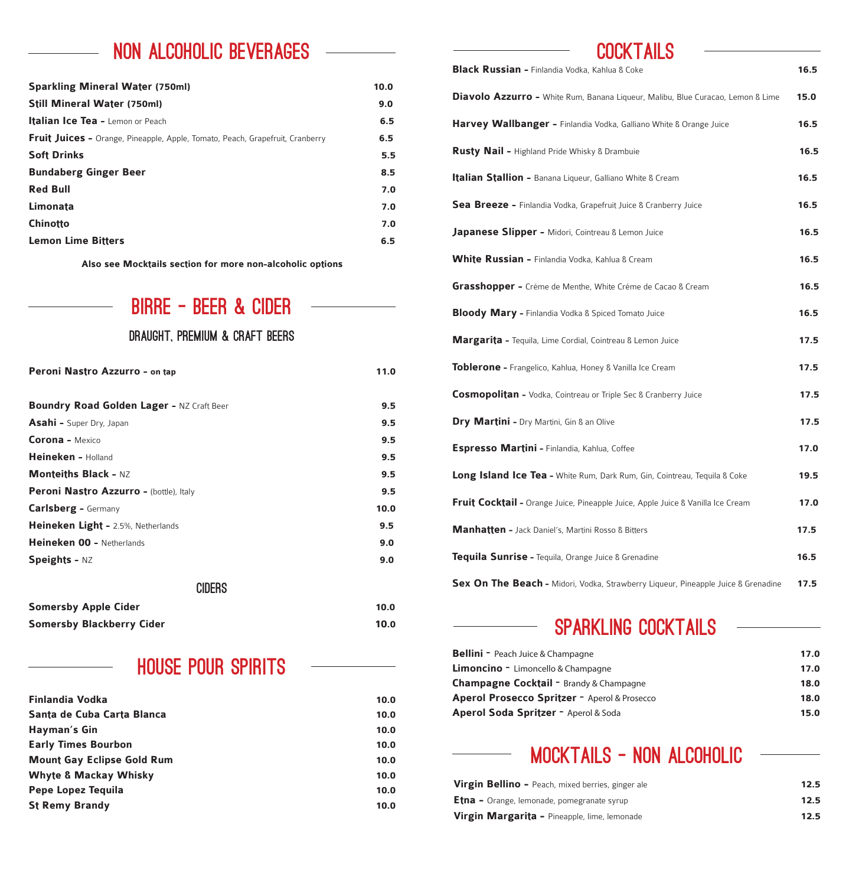## NON ALCOHOLIC BEVERAGES

| | |
|---|---|
| **Sparkling Mineral Water (750ml)** | 10.0 |
| **Still Mineral Water (750ml)** | 9.0 |
| **Italian Ice Tea -** Lemon or Peach | 6.5 |
| **Fruit Juices -** Orange, Pineapple, Apple, Tomato, Peach, Grapefruit, Cranberry | 6.5 |
| **Soft Drinks** | 5.5 |
| **Bundaberg Ginger Beer** | 8.5 |
| **Red Bull** | 7.0 |
| **Limonata** | 7.0 |
| **Chinotto** | 7.0 |
| **Lemon Lime Bitters** | 6.5 |

**Also see Mocktails section for more non-alcoholic options**

## BIRRE - BEER & CIDER

### DRAUGHT, PREMIUM & CRAFT BEERS

| | |
|---|---|
| **Peroni Nastro Azzurro - on tap** | 11.0 |
| **Boundry Road Golden Lager -** NZ Craft Beer | 9.5 |
| **Asahi -** Super Dry, Japan | 9.5 |
| **Corona -** Mexico | 9.5 |
| **Heineken -** Holland | 9.5 |
| **Monteiths Black -** NZ | 9.5 |
| **Peroni Nastro Azzurro -** (bottle), Italy | 9.5 |
| **Carlsberg -** Germany | 10.0 |
| **Heineken Light -** 2.5%, Netherlands | 9.5 |
| **Heineken 00 -** Netherlands | 9.0 |
| **Speights -** NZ | 9.0 |

### CIDERS

| | |
|---|---|
| **Somersby Apple Cider** | 10.0 |
| **Somersby Blackberry Cider** | 10.0 |

## HOUSE POUR SPIRITS

| | |
|---|---|
| **Finlandia Vodka** | 10.0 |
| **Santa de Cuba Carta Blanca** | 10.0 |
| **Hayman's Gin** | 10.0 |
| **Early Times Bourbon** | 10.0 |
| **Mount Gay Eclipse Gold Rum** | 10.0 |
| **Whyte & Mackay Whisky** | 10.0 |
| **Pepe Lopez Tequila** | 10.0 |
| **St Remy Brandy** | 10.0 |

## COCKTAILS

| | |
|---|---|
| **Black Russian -** Finlandia Vodka, Kahlua & Coke | 16.5 |
| **Diavolo Azzurro -** White Rum, Banana Liqueur, Malibu, Blue Curacao, Lemon & Lime | 15.0 |
| **Harvey Wallbanger -** Finlandia Vodka, Galliano White & Orange Juice | 16.5 |
| **Rusty Nail -** Highland Pride Whisky & Drambuie | 16.5 |
| **Italian Stallion -** Banana Liqueur, Galliano White & Cream | 16.5 |
| **Sea Breeze -** Finlandia Vodka, Grapefruit Juice & Cranberry Juice | 16.5 |
| **Japanese Slipper -** Midori, Cointreau & Lemon Juice | 16.5 |
| **White Russian -** Finlandia Vodka, Kahlua & Cream | 16.5 |
| **Grasshopper -** Créme de Menthe, White Créme de Cacao & Cream | 16.5 |
| **Bloody Mary -** Finlandia Vodka & Spiced Tomato Juice | 16.5 |
| **Margarita -** Tequila, Lime Cordial, Cointreau & Lemon Juice | 17.5 |
| **Toblerone -** Frangelico, Kahlua, Honey & Vanilla Ice Cream | 17.5 |
| **Cosmopolitan -** Vodka, Cointreau or Triple Sec & Cranberry Juice | 17.5 |
| **Dry Martini -** Dry Martini, Gin & an Olive | 17.5 |
| **Espresso Martini -** Finlandia, Kahlua, Coffee | 17.0 |
| **Long Island Ice Tea -** White Rum, Dark Rum, Gin, Cointreau, Tequila & Coke | 19.5 |
| **Fruit Cocktail -** Orange Juice, Pineapple Juice, Apple Juice & Vanilla Ice Cream | 17.0 |
| **Manhatten -** Jack Daniel's, Martini Rosso & Bitters | 17.5 |
| **Tequila Sunrise -** Tequila, Orange Juice & Grenadine | 16.5 |
| **Sex On The Beach -** Midori, Vodka, Strawberry Liqueur, Pineapple Juice & Grenadine | 17.5 |

## SPARKLING COCKTAILS

| | |
|---|---|
| **Bellini -** Peach Juice & Champagne | 17.0 |
| **Limoncino -** Limoncello & Champagne | 17.0 |
| **Champagne Cocktail -** Brandy & Champagne | 18.0 |
| **Aperol Prosecco Spritzer -** Aperol & Prosecco | 18.0 |
| **Aperol Soda Spritzer -** Aperol & Soda | 15.0 |

## MOCKTAILS - NON ALCOHOLIC

| | |
|---|---|
| **Virgin Bellino -** Peach, mixed berries, ginger ale | 12.5 |
| **Etna -** Orange, lemonade, pomegranate syrup | 12.5 |
| **Virgin Margarita -** Pineapple, lime, lemonade | 12.5 |